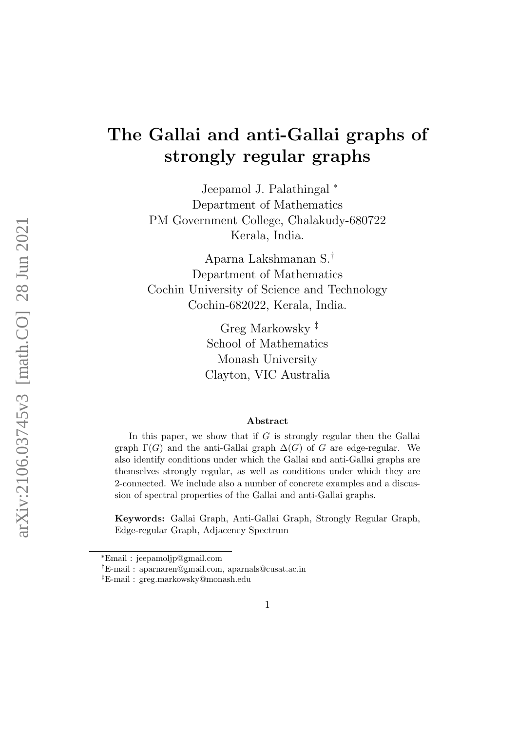# The Gallai and anti-Gallai graphs of strongly regular graphs

Jeepamol J. Palathingal [*]
Department of Mathematics
PM Government College, Chalakudy-680722
Kerala, India.

Aparna Lakshmanan S.[†]
Department of Mathematics
Cochin University of Science and Technology
Cochin-682022, Kerala, India.

Greg Markowsky [‡]
School of Mathematics
Monash University
Clayton, VIC Australia

### Abstract

In this paper, we show that if $G$ is strongly regular then the Gallai graph $\Gamma(G)$ and the anti-Gallai graph $\Delta(G)$ of $G$ are edge-regular. We also identify conditions under which the Gallai and anti-Gallai graphs are themselves strongly regular, as well as conditions under which they are 2-connected. We include also a number of concrete examples and a discussion of spectral properties of the Gallai and anti-Gallai graphs.

**Keywords:** Gallai Graph, Anti-Gallai Graph, Strongly Regular Graph, Edge-regular Graph, Adjacency Spectrum

[*]Email : jeepamoljp@gmail.com

[†]E-mail : aparnaren@gmail.com, aparnals@cusat.ac.in

[‡]E-mail : greg.markowsky@monash.edu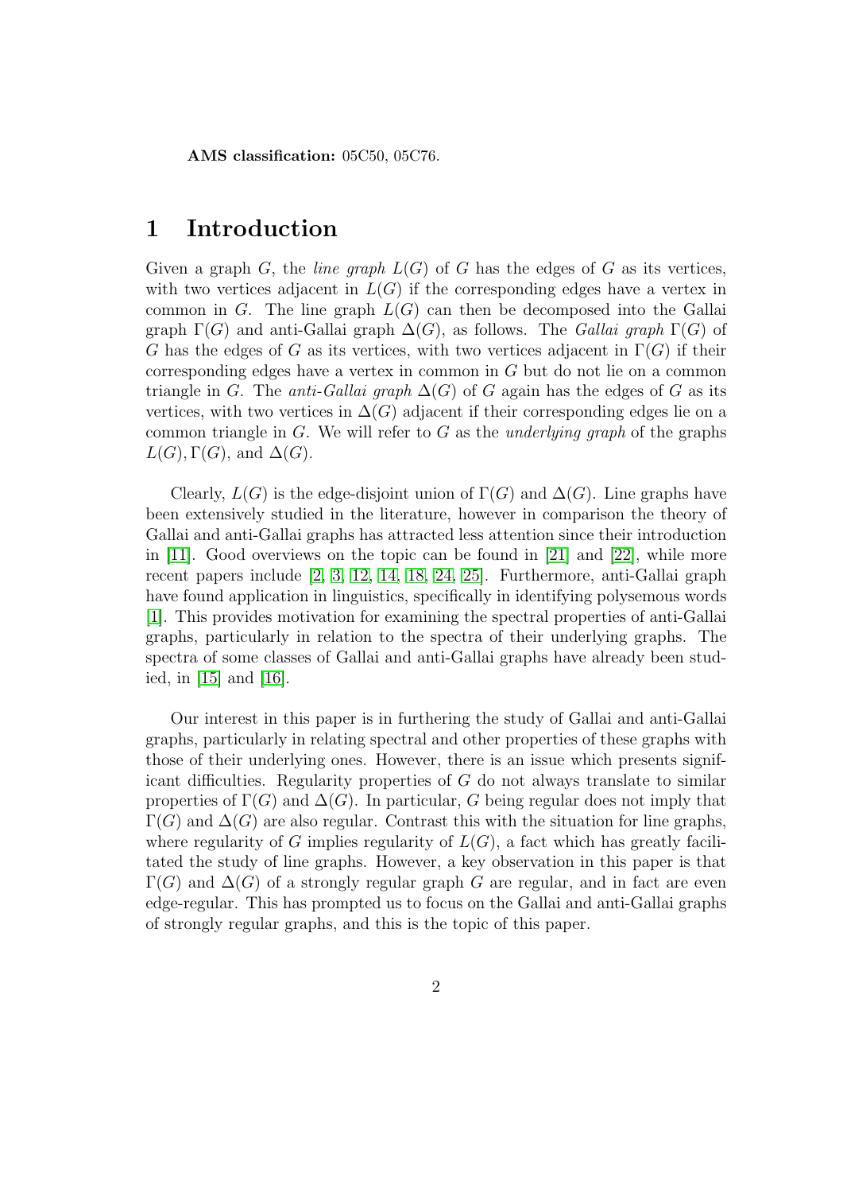**AMS classification:** 05C50, 05C76.

# 1 Introduction

Given a graph $G$, the *line graph* $L(G)$ of $G$ has the edges of $G$ as its vertices, with two vertices adjacent in $L(G)$ if the corresponding edges have a vertex in common in $G$. The line graph $L(G)$ can then be decomposed into the Gallai graph $\Gamma(G)$ and anti-Gallai graph $\Delta(G)$, as follows. The *Gallai graph* $\Gamma(G)$ of $G$ has the edges of $G$ as its vertices, with two vertices adjacent in $\Gamma(G)$ if their corresponding edges have a vertex in common in $G$ but do not lie on a common triangle in $G$. The *anti-Gallai graph* $\Delta(G)$ of $G$ again has the edges of $G$ as its vertices, with two vertices in $\Delta(G)$ adjacent if their corresponding edges lie on a common triangle in $G$. We will refer to $G$ as the *underlying graph* of the graphs $L(G), \Gamma(G)$, and $\Delta(G)$.

Clearly, $L(G)$ is the edge-disjoint union of $\Gamma(G)$ and $\Delta(G)$. Line graphs have been extensively studied in the literature, however in comparison the theory of Gallai and anti-Gallai graphs has attracted less attention since their introduction in [11]. Good overviews on the topic can be found in [21] and [22], while more recent papers include [2, 3, 12, 14, 18, 24, 25]. Furthermore, anti-Gallai graph have found application in linguistics, specifically in identifying polysemous words [1]. This provides motivation for examining the spectral properties of anti-Gallai graphs, particularly in relation to the spectra of their underlying graphs. The spectra of some classes of Gallai and anti-Gallai graphs have already been studied, in [15] and [16].

Our interest in this paper is in furthering the study of Gallai and anti-Gallai graphs, particularly in relating spectral and other properties of these graphs with those of their underlying ones. However, there is an issue which presents significant difficulties. Regularity properties of $G$ do not always translate to similar properties of $\Gamma(G)$ and $\Delta(G)$. In particular, $G$ being regular does not imply that $\Gamma(G)$ and $\Delta(G)$ are also regular. Contrast this with the situation for line graphs, where regularity of $G$ implies regularity of $L(G)$, a fact which has greatly facilitated the study of line graphs. However, a key observation in this paper is that $\Gamma(G)$ and $\Delta(G)$ of a strongly regular graph $G$ are regular, and in fact are even edge-regular. This has prompted us to focus on the Gallai and anti-Gallai graphs of strongly regular graphs, and this is the topic of this paper.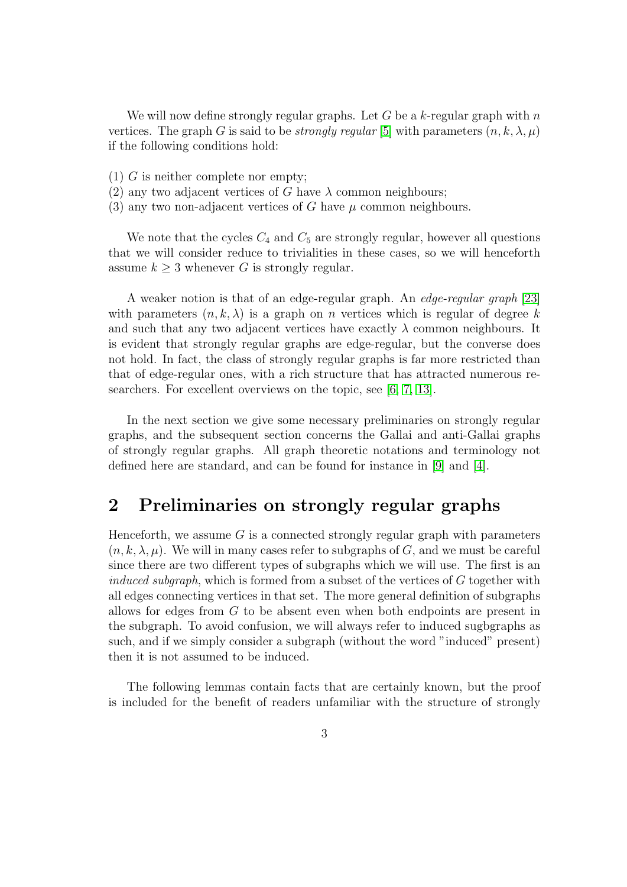We will now define strongly regular graphs. Let $G$ be a $k$-regular graph with $n$ vertices. The graph $G$ is said to be *strongly regular* [5] with parameters $(n, k, \lambda, \mu)$ if the following conditions hold:

(1) $G$ is neither complete nor empty;
(2) any two adjacent vertices of $G$ have $\lambda$ common neighbours;
(3) any two non-adjacent vertices of $G$ have $\mu$ common neighbours.

We note that the cycles $C_4$ and $C_5$ are strongly regular, however all questions that we will consider reduce to trivialities in these cases, so we will henceforth assume $k \geq 3$ whenever $G$ is strongly regular.

A weaker notion is that of an edge-regular graph. An *edge-regular graph* [23] with parameters $(n, k, \lambda)$ is a graph on $n$ vertices which is regular of degree $k$ and such that any two adjacent vertices have exactly $\lambda$ common neighbours. It is evident that strongly regular graphs are edge-regular, but the converse does not hold. In fact, the class of strongly regular graphs is far more restricted than that of edge-regular ones, with a rich structure that has attracted numerous researchers. For excellent overviews on the topic, see [6, 7, 13].

In the next section we give some necessary preliminaries on strongly regular graphs, and the subsequent section concerns the Gallai and anti-Gallai graphs of strongly regular graphs. All graph theoretic notations and terminology not defined here are standard, and can be found for instance in [9] and [4].

## 2 Preliminaries on strongly regular graphs

Henceforth, we assume $G$ is a connected strongly regular graph with parameters $(n, k, \lambda, \mu)$. We will in many cases refer to subgraphs of $G$, and we must be careful since there are two different types of subgraphs which we will use. The first is an *induced subgraph*, which is formed from a subset of the vertices of $G$ together with all edges connecting vertices in that set. The more general definition of subgraphs allows for edges from $G$ to be absent even when both endpoints are present in the subgraph. To avoid confusion, we will always refer to induced sugbgraphs as such, and if we simply consider a subgraph (without the word "induced" present) then it is not assumed to be induced.

The following lemmas contain facts that are certainly known, but the proof is included for the benefit of readers unfamiliar with the structure of strongly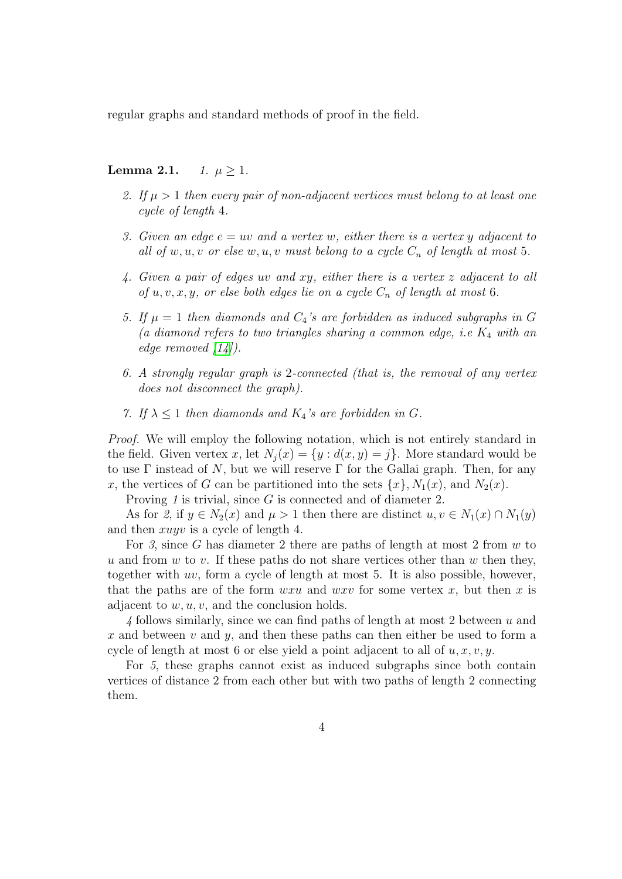regular graphs and standard methods of proof in the field.

**Lemma 2.1.** *1. $\mu \geq 1$.*

*2. If $\mu > 1$ then every pair of non-adjacent vertices must belong to at least one cycle of length 4.*

*3. Given an edge $e = uv$ and a vertex $w$, either there is a vertex $y$ adjacent to all of $w, u, v$ or else $w, u, v$ must belong to a cycle $C_n$ of length at most 5.*

*4. Given a pair of edges $uv$ and $xy$, either there is a vertex $z$ adjacent to all of $u, v, x, y$, or else both edges lie on a cycle $C_n$ of length at most 6.*

*5. If $\mu = 1$ then diamonds and $C_4$'s are forbidden as induced subgraphs in $G$ (a diamond refers to two triangles sharing a common edge, i.e $K_4$ with an edge removed [14]).*

*6. A strongly regular graph is 2-connected (that is, the removal of any vertex does not disconnect the graph).*

*7. If $\lambda \leq 1$ then diamonds and $K_4$'s are forbidden in $G$.*

*Proof.* We will employ the following notation, which is not entirely standard in the field. Given vertex $x$, let $N_j(x) = \{y : d(x, y) = j\}$. More standard would be to use $\Gamma$ instead of $N$, but we will reserve $\Gamma$ for the Gallai graph. Then, for any $x$, the vertices of $G$ can be partitioned into the sets $\{x\}, N_1(x)$, and $N_2(x)$.

Proving *1* is trivial, since $G$ is connected and of diameter 2.

As for *2*, if $y \in N_2(x)$ and $\mu > 1$ then there are distinct $u, v \in N_1(x) \cap N_1(y)$ and then $xuyv$ is a cycle of length 4.

For *3*, since $G$ has diameter 2 there are paths of length at most 2 from $w$ to $u$ and from $w$ to $v$. If these paths do not share vertices other than $w$ then they, together with $uv$, form a cycle of length at most 5. It is also possible, however, that the paths are of the form $wxu$ and $wxv$ for some vertex $x$, but then $x$ is adjacent to $w, u, v$, and the conclusion holds.

*4* follows similarly, since we can find paths of length at most 2 between $u$ and $x$ and between $v$ and $y$, and then these paths can then either be used to form a cycle of length at most 6 or else yield a point adjacent to all of $u, x, v, y$.

For *5*, these graphs cannot exist as induced subgraphs since both contain vertices of distance 2 from each other but with two paths of length 2 connecting them.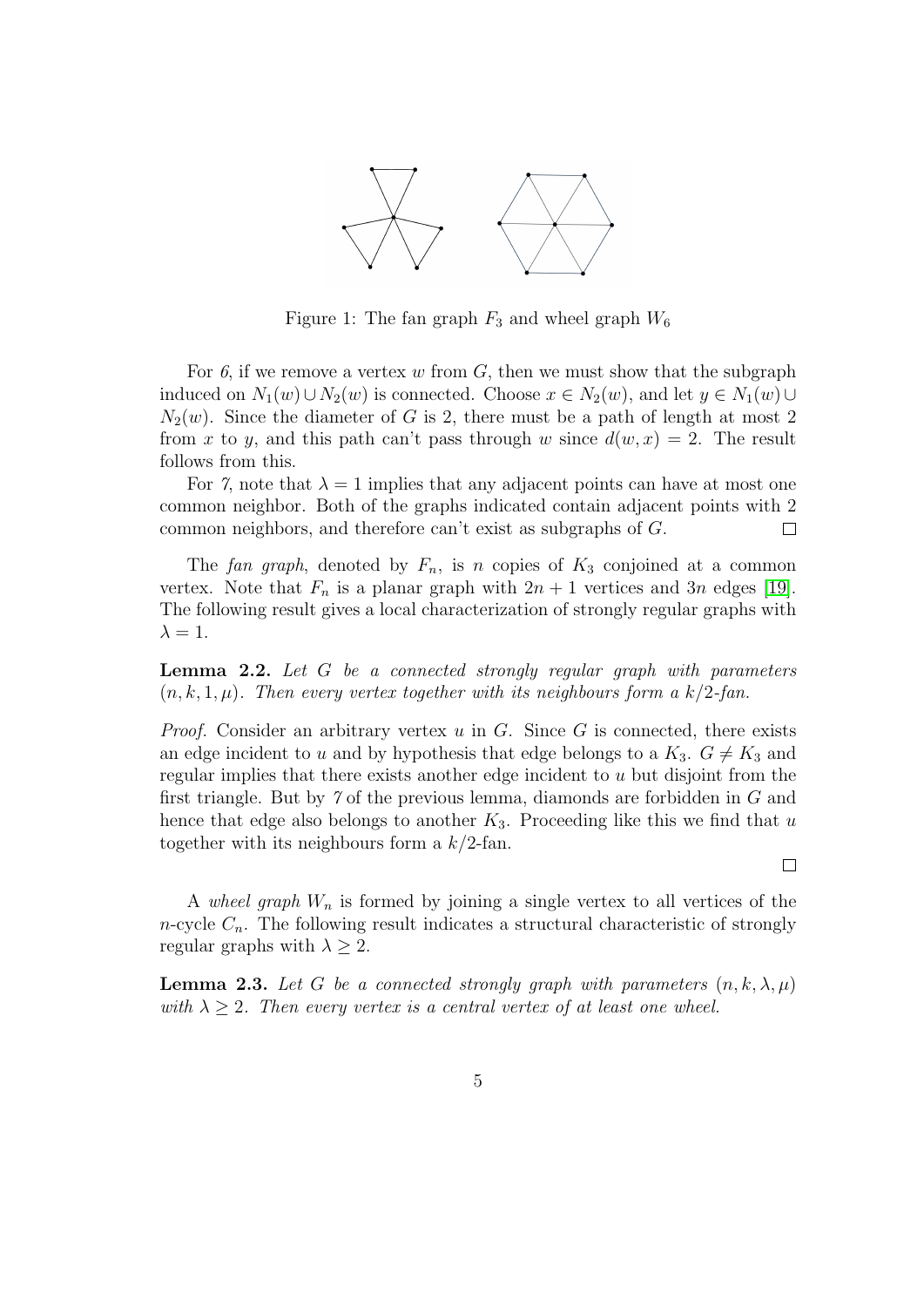Figure 1: The fan graph $F_3$ and wheel graph $W_6$

For *6*, if we remove a vertex $w$ from $G$, then we must show that the subgraph induced on $N_1(w) \cup N_2(w)$ is connected. Choose $x \in N_2(w)$, and let $y \in N_1(w) \cup N_2(w)$. Since the diameter of $G$ is 2, there must be a path of length at most 2 from $x$ to $y$, and this path can't pass through $w$ since $d(w, x) = 2$. The result follows from this.

For *7*, note that $\lambda = 1$ implies that any adjacent points can have at most one common neighbor. Both of the graphs indicated contain adjacent points with 2 common neighbors, and therefore can't exist as subgraphs of $G$. □

The *fan graph*, denoted by $F_n$, is $n$ copies of $K_3$ conjoined at a common vertex. Note that $F_n$ is a planar graph with $2n + 1$ vertices and $3n$ edges [19]. The following result gives a local characterization of strongly regular graphs with $\lambda = 1$.

**Lemma 2.2.** *Let $G$ be a connected strongly regular graph with parameters $(n, k, 1, \mu)$. Then every vertex together with its neighbours form a $k/2$-fan.*

*Proof.* Consider an arbitrary vertex $u$ in $G$. Since $G$ is connected, there exists an edge incident to $u$ and by hypothesis that edge belongs to a $K_3$. $G \neq K_3$ and regular implies that there exists another edge incident to $u$ but disjoint from the first triangle. But by *7* of the previous lemma, diamonds are forbidden in $G$ and hence that edge also belongs to another $K_3$. Proceeding like this we find that $u$ together with its neighbours form a $k/2$-fan.

□

A *wheel graph* $W_n$ is formed by joining a single vertex to all vertices of the $n$-cycle $C_n$. The following result indicates a structural characteristic of strongly regular graphs with $\lambda \geq 2$.

**Lemma 2.3.** *Let $G$ be a connected strongly graph with parameters $(n, k, \lambda, \mu)$ with $\lambda \geq 2$. Then every vertex is a central vertex of at least one wheel.*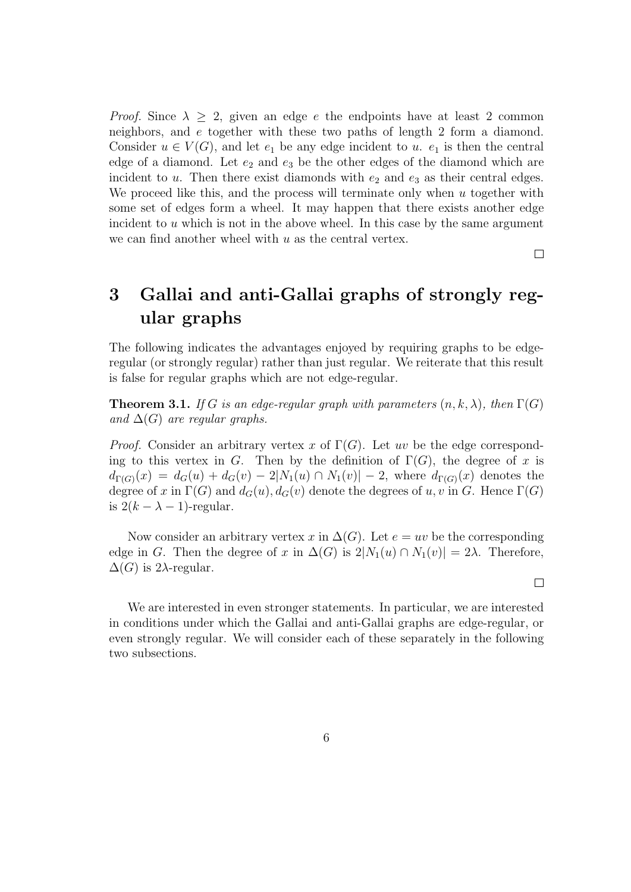*Proof.* Since $\lambda \geq 2$, given an edge $e$ the endpoints have at least 2 common neighbors, and $e$ together with these two paths of length 2 form a diamond. Consider $u \in V(G)$, and let $e_1$ be any edge incident to $u$. $e_1$ is then the central edge of a diamond. Let $e_2$ and $e_3$ be the other edges of the diamond which are incident to $u$. Then there exist diamonds with $e_2$ and $e_3$ as their central edges. We proceed like this, and the process will terminate only when $u$ together with some set of edges form a wheel. It may happen that there exists another edge incident to $u$ which is not in the above wheel. In this case by the same argument we can find another wheel with $u$ as the central vertex.

□

# 3 Gallai and anti-Gallai graphs of strongly regular graphs

The following indicates the advantages enjoyed by requiring graphs to be edge-regular (or strongly regular) rather than just regular. We reiterate that this result is false for regular graphs which are not edge-regular.

**Theorem 3.1.** *If $G$ is an edge-regular graph with parameters $(n, k, \lambda)$, then $\Gamma(G)$ and $\Delta(G)$ are regular graphs.*

*Proof.* Consider an arbitrary vertex $x$ of $\Gamma(G)$. Let $uv$ be the edge corresponding to this vertex in $G$. Then by the definition of $\Gamma(G)$, the degree of $x$ is $d_{\Gamma(G)}(x) = d_G(u) + d_G(v) - 2|N_1(u) \cap N_1(v)| - 2$, where $d_{\Gamma(G)}(x)$ denotes the degree of $x$ in $\Gamma(G)$ and $d_G(u), d_G(v)$ denote the degrees of $u, v$ in $G$. Hence $\Gamma(G)$ is $2(k - \lambda - 1)$-regular.

Now consider an arbitrary vertex $x$ in $\Delta(G)$. Let $e = uv$ be the corresponding edge in $G$. Then the degree of $x$ in $\Delta(G)$ is $2|N_1(u) \cap N_1(v)| = 2\lambda$. Therefore, $\Delta(G)$ is $2\lambda$-regular.

□

We are interested in even stronger statements. In particular, we are interested in conditions under which the Gallai and anti-Gallai graphs are edge-regular, or even strongly regular. We will consider each of these separately in the following two subsections.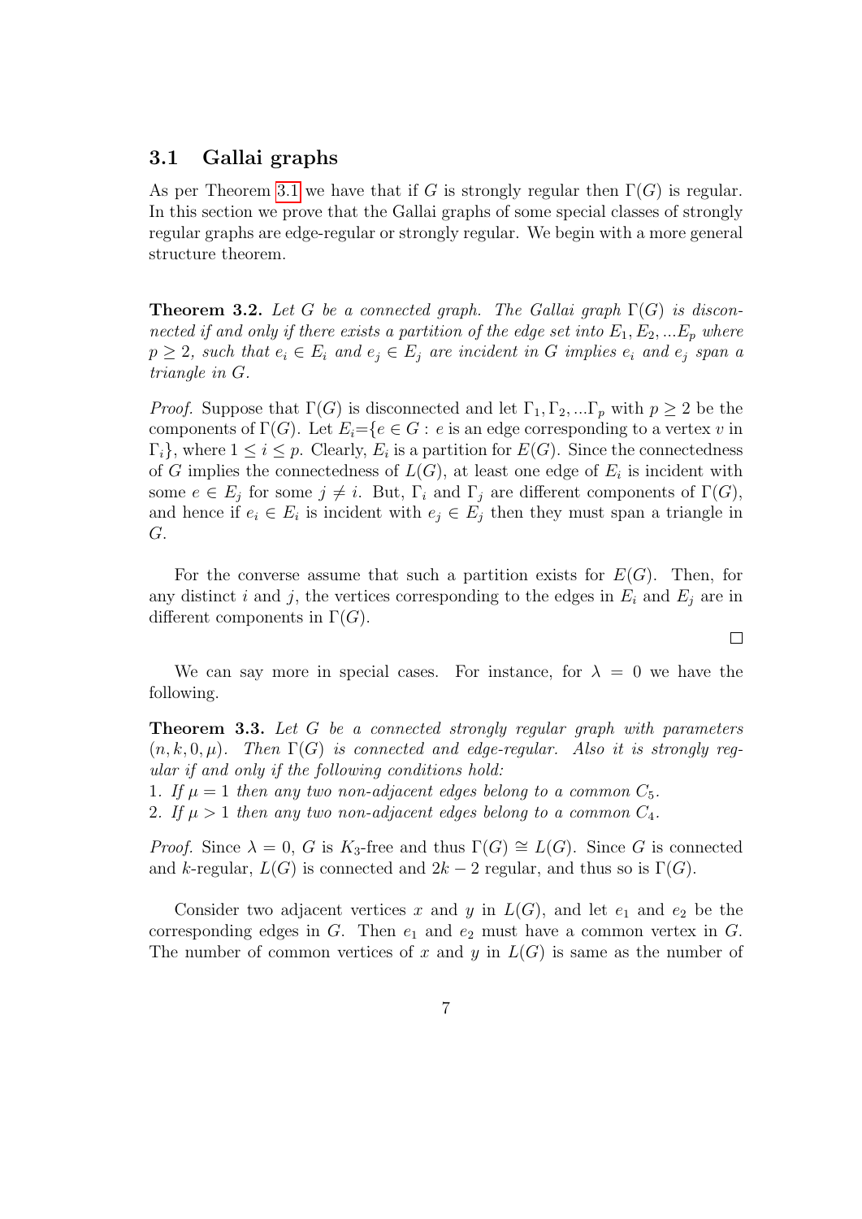### 3.1 Gallai graphs

As per Theorem 3.1 we have that if $G$ is strongly regular then $\Gamma(G)$ is regular. In this section we prove that the Gallai graphs of some special classes of strongly regular graphs are edge-regular or strongly regular. We begin with a more general structure theorem.

**Theorem 3.2.** *Let $G$ be a connected graph. The Gallai graph $\Gamma(G)$ is disconnected if and only if there exists a partition of the edge set into $E_1, E_2, ...E_p$ where $p \geq 2$, such that $e_i \in E_i$ and $e_j \in E_j$ are incident in $G$ implies $e_i$ and $e_j$ span a triangle in $G$.*

*Proof.* Suppose that $\Gamma(G)$ is disconnected and let $\Gamma_1, \Gamma_2, ...\Gamma_p$ with $p \geq 2$ be the components of $\Gamma(G)$. Let $E_i$={$e \in G$ : $e$ is an edge corresponding to a vertex $v$ in $\Gamma_i$}, where $1 \leq i \leq p$. Clearly, $E_i$ is a partition for $E(G)$. Since the connectedness of $G$ implies the connectedness of $L(G)$, at least one edge of $E_i$ is incident with some $e \in E_j$ for some $j \neq i$. But, $\Gamma_i$ and $\Gamma_j$ are different components of $\Gamma(G)$, and hence if $e_i \in E_i$ is incident with $e_j \in E_j$ then they must span a triangle in $G$.

For the converse assume that such a partition exists for $E(G)$. Then, for any distinct $i$ and $j$, the vertices corresponding to the edges in $E_i$ and $E_j$ are in different components in $\Gamma(G)$. □

We can say more in special cases. For instance, for $\lambda = 0$ we have the following.

**Theorem 3.3.** *Let $G$ be a connected strongly regular graph with parameters $(n, k, 0, \mu)$. Then $\Gamma(G)$ is connected and edge-regular. Also it is strongly regular if and only if the following conditions hold:*

1. *If $\mu = 1$ then any two non-adjacent edges belong to a common $C_5$.*
2. *If $\mu > 1$ then any two non-adjacent edges belong to a common $C_4$.*

*Proof.* Since $\lambda = 0$, $G$ is $K_3$-free and thus $\Gamma(G) \cong L(G)$. Since $G$ is connected and $k$-regular, $L(G)$ is connected and $2k - 2$ regular, and thus so is $\Gamma(G)$.

Consider two adjacent vertices $x$ and $y$ in $L(G)$, and let $e_1$ and $e_2$ be the corresponding edges in $G$. Then $e_1$ and $e_2$ must have a common vertex in $G$. The number of common vertices of $x$ and $y$ in $L(G)$ is same as the number of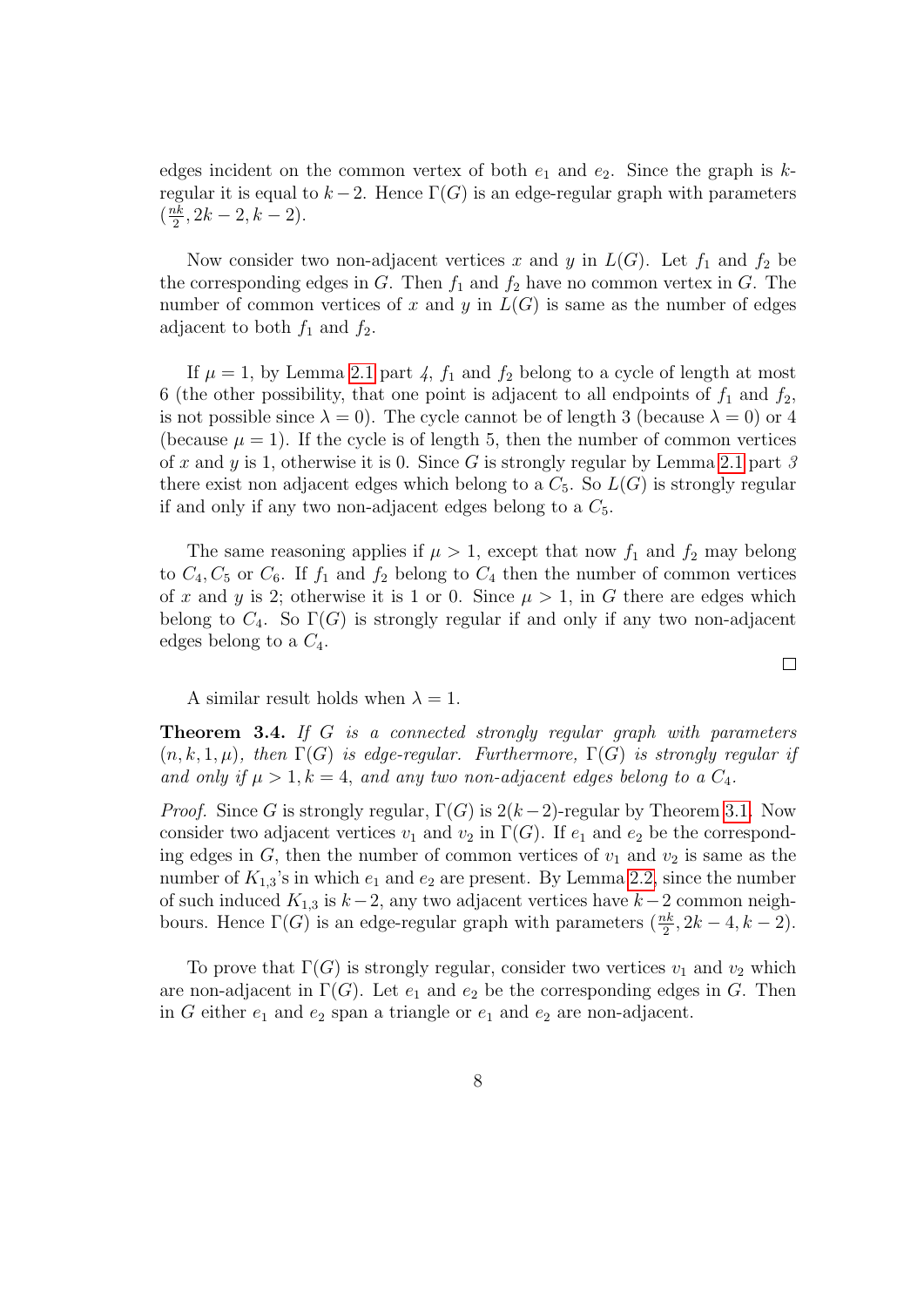edges incident on the common vertex of both $e_1$ and $e_2$. Since the graph is $k$-regular it is equal to $k-2$. Hence $\Gamma(G)$ is an edge-regular graph with parameters $(\frac{nk}{2}, 2k-2, k-2)$.

Now consider two non-adjacent vertices $x$ and $y$ in $L(G)$. Let $f_1$ and $f_2$ be the corresponding edges in $G$. Then $f_1$ and $f_2$ have no common vertex in $G$. The number of common vertices of $x$ and $y$ in $L(G)$ is same as the number of edges adjacent to both $f_1$ and $f_2$.

If $\mu = 1$, by Lemma 2.1 part *4*, $f_1$ and $f_2$ belong to a cycle of length at most 6 (the other possibility, that one point is adjacent to all endpoints of $f_1$ and $f_2$, is not possible since $\lambda = 0$). The cycle cannot be of length 3 (because $\lambda = 0$) or 4 (because $\mu = 1$). If the cycle is of length 5, then the number of common vertices of $x$ and $y$ is 1, otherwise it is 0. Since $G$ is strongly regular by Lemma 2.1 part *3* there exist non adjacent edges which belong to a $C_5$. So $L(G)$ is strongly regular if and only if any two non-adjacent edges belong to a $C_5$.

The same reasoning applies if $\mu > 1$, except that now $f_1$ and $f_2$ may belong to $C_4, C_5$ or $C_6$. If $f_1$ and $f_2$ belong to $C_4$ then the number of common vertices of $x$ and $y$ is 2; otherwise it is 1 or 0. Since $\mu > 1$, in $G$ there are edges which belong to $C_4$. So $\Gamma(G)$ is strongly regular if and only if any two non-adjacent edges belong to a $C_4$.

□

A similar result holds when $\lambda = 1$.

**Theorem 3.4.** *If $G$ is a connected strongly regular graph with parameters $(n, k, 1, \mu)$, then $\Gamma(G)$ is edge-regular. Furthermore, $\Gamma(G)$ is strongly regular if and only if $\mu > 1, k = 4$, and any two non-adjacent edges belong to a $C_4$.*

*Proof.* Since $G$ is strongly regular, $\Gamma(G)$ is $2(k-2)$-regular by Theorem 3.1. Now consider two adjacent vertices $v_1$ and $v_2$ in $\Gamma(G)$. If $e_1$ and $e_2$ be the corresponding edges in $G$, then the number of common vertices of $v_1$ and $v_2$ is same as the number of $K_{1,3}$'s in which $e_1$ and $e_2$ are present. By Lemma 2.2, since the number of such induced $K_{1,3}$ is $k-2$, any two adjacent vertices have $k-2$ common neighbours. Hence $\Gamma(G)$ is an edge-regular graph with parameters $(\frac{nk}{2}, 2k-4, k-2)$.

To prove that $\Gamma(G)$ is strongly regular, consider two vertices $v_1$ and $v_2$ which are non-adjacent in $\Gamma(G)$. Let $e_1$ and $e_2$ be the corresponding edges in $G$. Then in $G$ either $e_1$ and $e_2$ span a triangle or $e_1$ and $e_2$ are non-adjacent.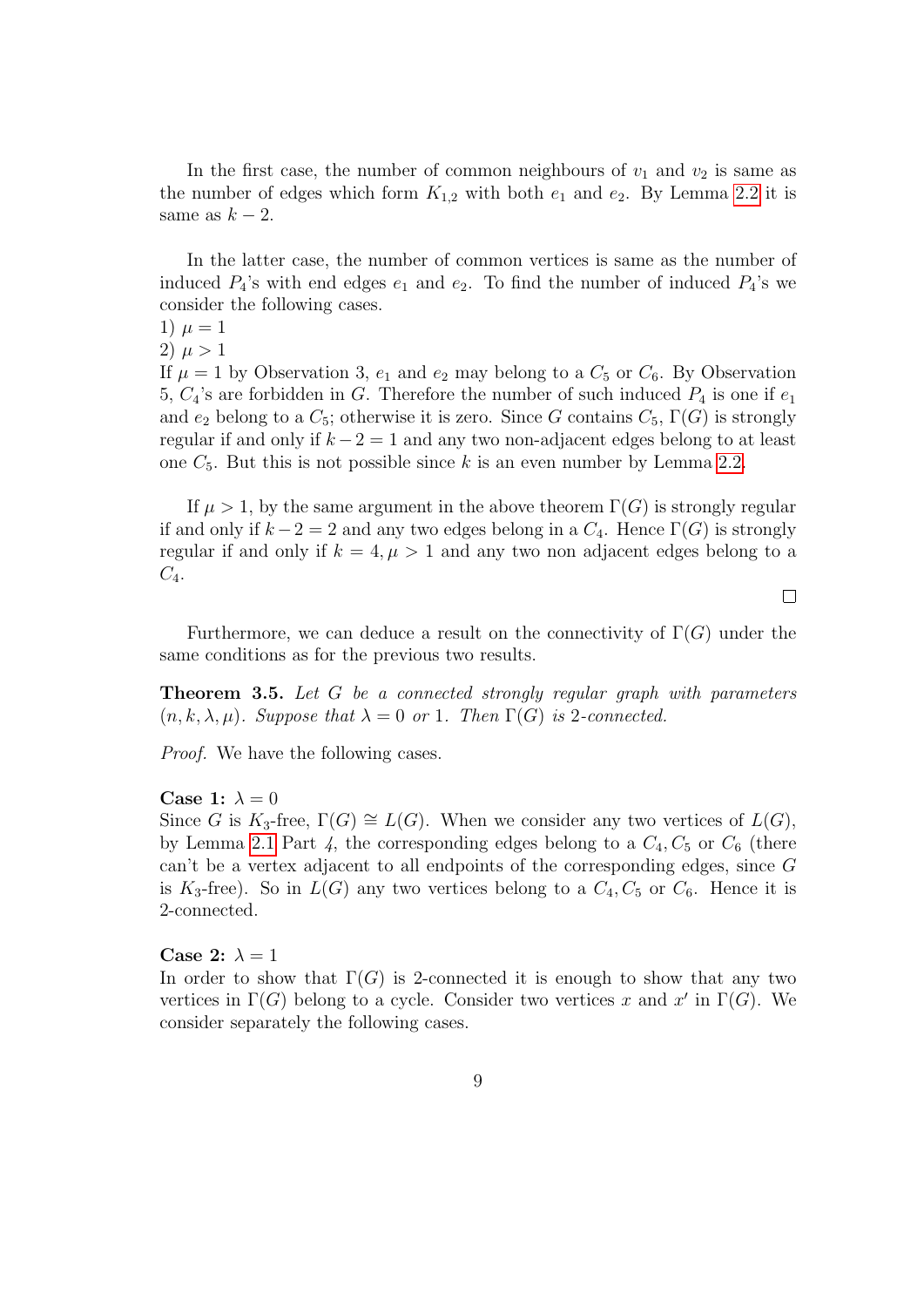In the first case, the number of common neighbours of $v_1$ and $v_2$ is same as the number of edges which form $K_{1,2}$ with both $e_1$ and $e_2$. By Lemma 2.2 it is same as $k-2$.

In the latter case, the number of common vertices is same as the number of induced $P_4$'s with end edges $e_1$ and $e_2$. To find the number of induced $P_4$'s we consider the following cases.

1) $\mu = 1$
2) $\mu > 1$

If $\mu = 1$ by Observation 3, $e_1$ and $e_2$ may belong to a $C_5$ or $C_6$. By Observation 5, $C_4$'s are forbidden in $G$. Therefore the number of such induced $P_4$ is one if $e_1$ and $e_2$ belong to a $C_5$; otherwise it is zero. Since $G$ contains $C_5$, $\Gamma(G)$ is strongly regular if and only if $k-2 = 1$ and any two non-adjacent edges belong to at least one $C_5$. But this is not possible since $k$ is an even number by Lemma 2.2.

If $\mu > 1$, by the same argument in the above theorem $\Gamma(G)$ is strongly regular if and only if $k-2 = 2$ and any two edges belong in a $C_4$. Hence $\Gamma(G)$ is strongly regular if and only if $k = 4, \mu > 1$ and any two non adjacent edges belong to a $C_4$.

□

Furthermore, we can deduce a result on the connectivity of $\Gamma(G)$ under the same conditions as for the previous two results.

**Theorem 3.5.** *Let $G$ be a connected strongly regular graph with parameters $(n, k, \lambda, \mu)$. Suppose that $\lambda = 0$ or $1$. Then $\Gamma(G)$ is 2-connected.*

*Proof.* We have the following cases.

**Case 1:** $\lambda = 0$
Since $G$ is $K_3$-free, $\Gamma(G) \cong L(G)$. When we consider any two vertices of $L(G)$, by Lemma 2.1 Part *4*, the corresponding edges belong to a $C_4, C_5$ or $C_6$ (there can't be a vertex adjacent to all endpoints of the corresponding edges, since $G$ is $K_3$-free). So in $L(G)$ any two vertices belong to a $C_4, C_5$ or $C_6$. Hence it is 2-connected.

**Case 2:** $\lambda = 1$
In order to show that $\Gamma(G)$ is 2-connected it is enough to show that any two vertices in $\Gamma(G)$ belong to a cycle. Consider two vertices $x$ and $x'$ in $\Gamma(G)$. We consider separately the following cases.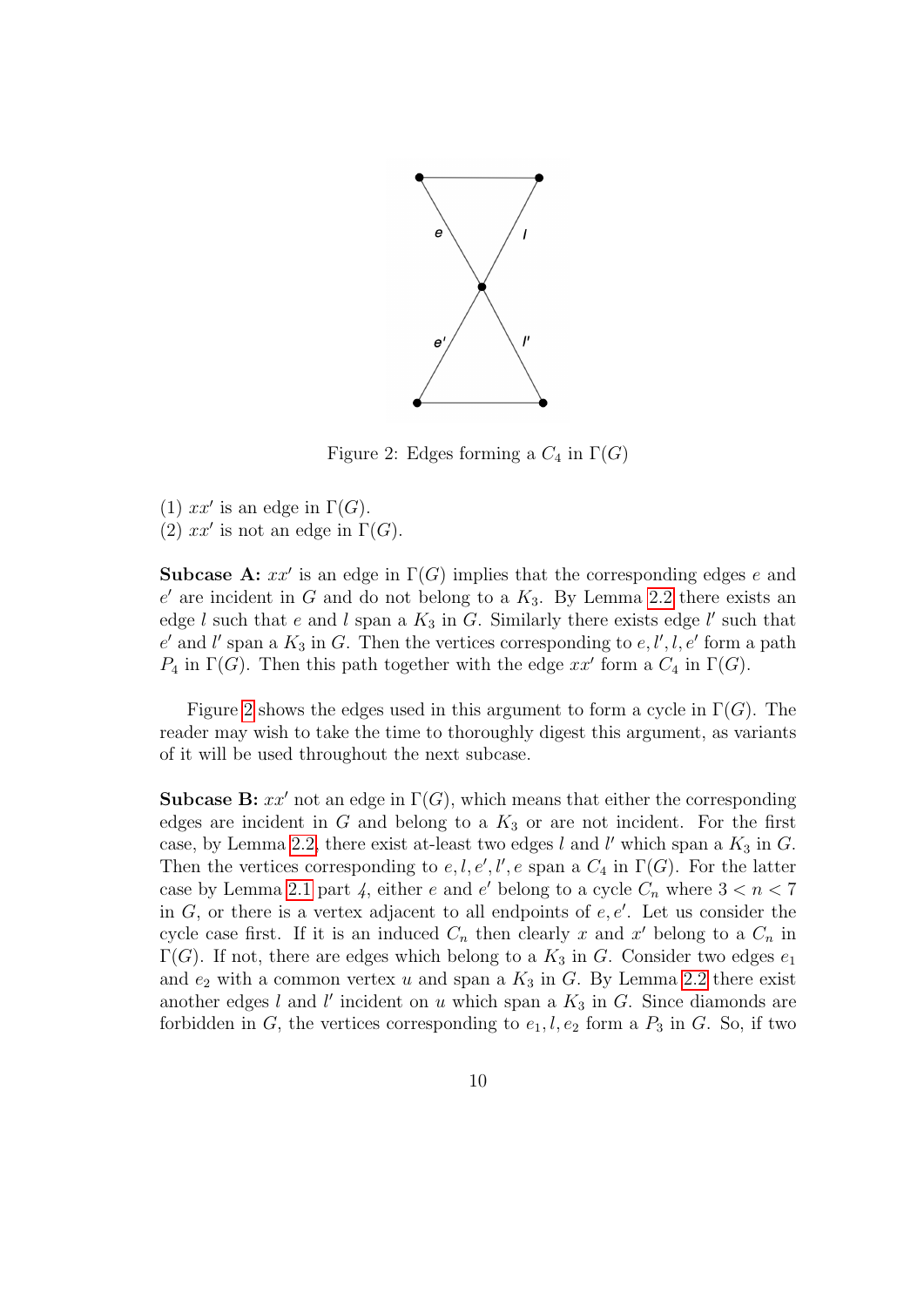Figure 2: Edges forming a $C_4$ in $\Gamma(G)$

(1) $xx'$ is an edge in $\Gamma(G)$.
(2) $xx'$ is not an edge in $\Gamma(G)$.

**Subcase A:** $xx'$ is an edge in $\Gamma(G)$ implies that the corresponding edges $e$ and $e'$ are incident in $G$ and do not belong to a $K_3$. By Lemma 2.2 there exists an edge $l$ such that $e$ and $l$ span a $K_3$ in $G$. Similarly there exists edge $l'$ such that $e'$ and $l'$ span a $K_3$ in $G$. Then the vertices corresponding to $e, l', l, e'$ form a path $P_4$ in $\Gamma(G)$. Then this path together with the edge $xx'$ form a $C_4$ in $\Gamma(G)$.

Figure 2 shows the edges used in this argument to form a cycle in $\Gamma(G)$. The reader may wish to take the time to thoroughly digest this argument, as variants of it will be used throughout the next subcase.

**Subcase B:** $xx'$ not an edge in $\Gamma(G)$, which means that either the corresponding edges are incident in $G$ and belong to a $K_3$ or are not incident. For the first case, by Lemma 2.2, there exist at-least two edges $l$ and $l'$ which span a $K_3$ in $G$. Then the vertices corresponding to $e, l, e', l', e$ span a $C_4$ in $\Gamma(G)$. For the latter case by Lemma 2.1 part *4*, either $e$ and $e'$ belong to a cycle $C_n$ where $3 < n < 7$ in $G$, or there is a vertex adjacent to all endpoints of $e, e'$. Let us consider the cycle case first. If it is an induced $C_n$ then clearly $x$ and $x'$ belong to a $C_n$ in $\Gamma(G)$. If not, there are edges which belong to a $K_3$ in $G$. Consider two edges $e_1$ and $e_2$ with a common vertex $u$ and span a $K_3$ in $G$. By Lemma 2.2 there exist another edges $l$ and $l'$ incident on $u$ which span a $K_3$ in $G$. Since diamonds are forbidden in $G$, the vertices corresponding to $e_1, l, e_2$ form a $P_3$ in $G$. So, if two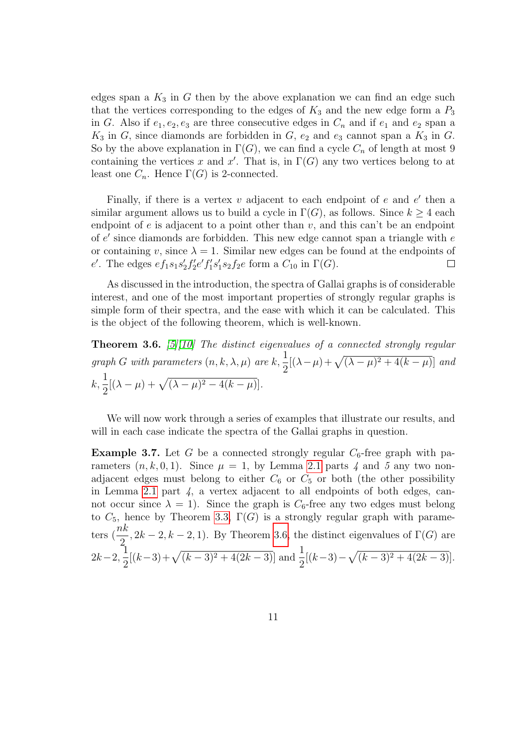edges span a $K_3$ in $G$ then by the above explanation we can find an edge such that the vertices corresponding to the edges of $K_3$ and the new edge form a $P_3$ in $G$. Also if $e_1, e_2, e_3$ are three consecutive edges in $C_n$ and if $e_1$ and $e_2$ span a $K_3$ in $G$, since diamonds are forbidden in $G$, $e_2$ and $e_3$ cannot span a $K_3$ in $G$. So by the above explanation in $\Gamma(G)$, we can find a cycle $C_n$ of length at most 9 containing the vertices $x$ and $x'$. That is, in $\Gamma(G)$ any two vertices belong to at least one $C_n$. Hence $\Gamma(G)$ is 2-connected.

Finally, if there is a vertex $v$ adjacent to each endpoint of $e$ and $e'$ then a similar argument allows us to build a cycle in $\Gamma(G)$, as follows. Since $k \geq 4$ each endpoint of $e$ is adjacent to a point other than $v$, and this can't be an endpoint of $e'$ since diamonds are forbidden. This new edge cannot span a triangle with $e$ or containing $v$, since $\lambda = 1$. Similar new edges can be found at the endpoints of $e'$. The edges $ef_1s_1s_2'f_2'e'f_1's_1's_2f_2e$ form a $C_{10}$ in $\Gamma(G)$. □

As discussed in the introduction, the spectra of Gallai graphs is of considerable interest, and one of the most important properties of strongly regular graphs is simple form of their spectra, and the ease with which it can be calculated. This is the object of the following theorem, which is well-known.

**Theorem 3.6.** [5][10] *The distinct eigenvalues of a connected strongly regular graph $G$ with parameters $(n, k, \lambda, \mu)$ are* $k, \frac{1}{2}[(\lambda-\mu)+\sqrt{(\lambda-\mu)^2+4(k-\mu)}]$ *and* $k, \frac{1}{2}[(\lambda-\mu)+\sqrt{(\lambda-\mu)^2-4(k-\mu)}]$.

We will now work through a series of examples that illustrate our results, and will in each case indicate the spectra of the Gallai graphs in question.

**Example 3.7.** Let $G$ be a connected strongly regular $C_6$-free graph with parameters $(n, k, 0, 1)$. Since $\mu = 1$, by Lemma 2.1 parts *4* and *5* any two non-adjacent edges must belong to either $C_6$ or $C_5$ or both (the other possibility in Lemma 2.1 part *4*, a vertex adjacent to all endpoints of both edges, cannot occur since $\lambda = 1$). Since the graph is $C_6$-free any two edges must belong to $C_5$, hence by Theorem 3.3, $\Gamma(G)$ is a strongly regular graph with parameters $(\frac{nk}{2}, 2k-2, k-2, 1)$. By Theorem 3.6, the distinct eigenvalues of $\Gamma(G)$ are $2k-2, \frac{1}{2}[(k-3)+\sqrt{(k-3)^2+4(2k-3)}]$ and $\frac{1}{2}[(k-3)-\sqrt{(k-3)^2+4(2k-3)}]$.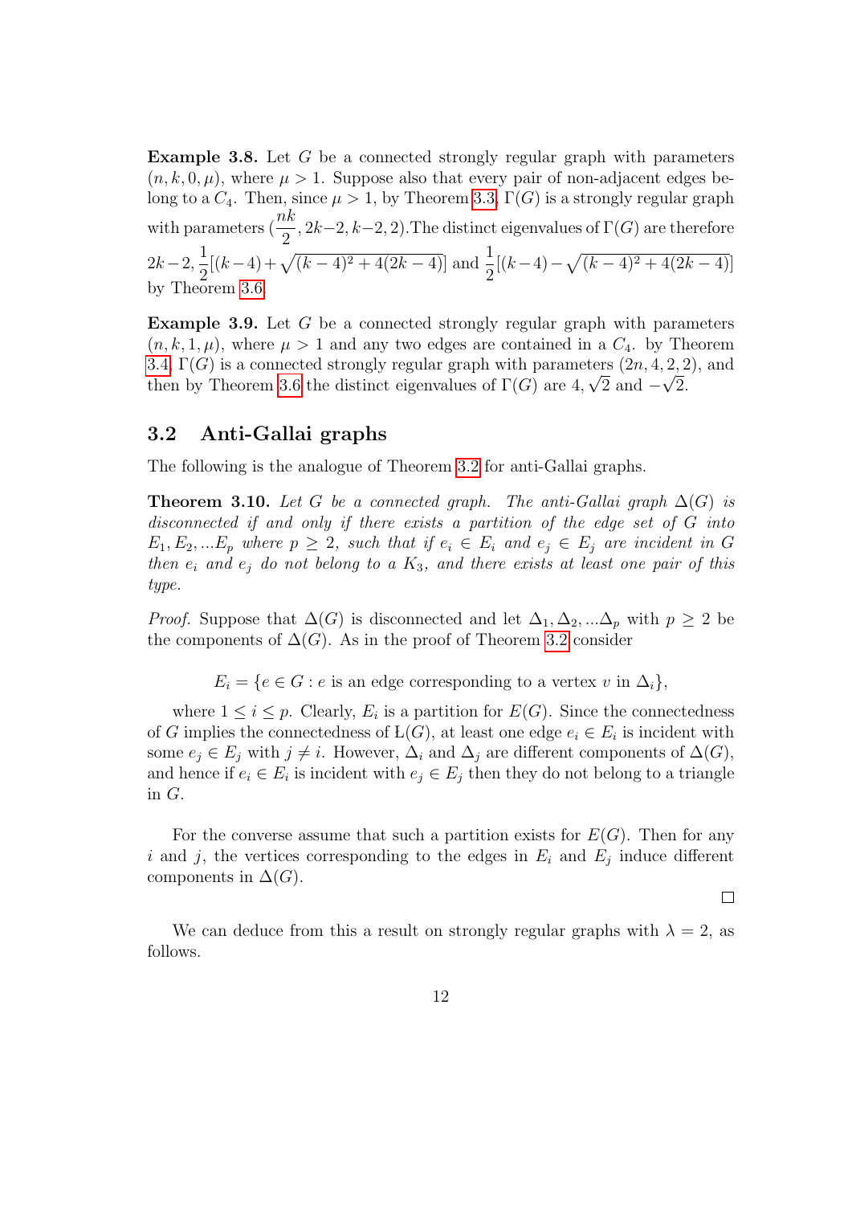**Example 3.8.** Let $G$ be a connected strongly regular graph with parameters $(n, k, 0, \mu)$, where $\mu > 1$. Suppose also that every pair of non-adjacent edges belong to a $C_4$. Then, since $\mu > 1$, by Theorem 3.3, $\Gamma(G)$ is a strongly regular graph with parameters $(\frac{nk}{2}, 2k-2, k-2, 2)$.The distinct eigenvalues of $\Gamma(G)$ are therefore $2k-2, \frac{1}{2}[(k-4)+\sqrt{(k-4)^2+4(2k-4)}]$ and $\frac{1}{2}[(k-4)-\sqrt{(k-4)^2+4(2k-4)}]$ by Theorem 3.6.

**Example 3.9.** Let $G$ be a connected strongly regular graph with parameters $(n, k, 1, \mu)$, where $\mu > 1$ and any two edges are contained in a $C_4$. by Theorem 3.4, $\Gamma(G)$ is a connected strongly regular graph with parameters $(2n, 4, 2, 2)$, and then by Theorem 3.6 the distinct eigenvalues of $\Gamma(G)$ are $4, \sqrt{2}$ and $-\sqrt{2}$.

## 3.2 Anti-Gallai graphs

The following is the analogue of Theorem 3.2 for anti-Gallai graphs.

**Theorem 3.10.** *Let $G$ be a connected graph. The anti-Gallai graph $\Delta(G)$ is disconnected if and only if there exists a partition of the edge set of $G$ into $E_1, E_2, ...E_p$ where $p \geq 2$, such that if $e_i \in E_i$ and $e_j \in E_j$ are incident in $G$ then $e_i$ and $e_j$ do not belong to a $K_3$, and there exists at least one pair of this type.*

*Proof.* Suppose that $\Delta(G)$ is disconnected and let $\Delta_1, \Delta_2, ...\Delta_p$ with $p \geq 2$ be the components of $\Delta(G)$. As in the proof of Theorem 3.2 consider

$$E_i = \{e \in G : e \text{ is an edge corresponding to a vertex } v \text{ in } \Delta_i\},$$

where $1 \leq i \leq p$. Clearly, $E_i$ is a partition for $E(G)$. Since the connectedness of $G$ implies the connectedness of $\mathrm{L}(G)$, at least one edge $e_i \in E_i$ is incident with some $e_j \in E_j$ with $j \neq i$. However, $\Delta_i$ and $\Delta_j$ are different components of $\Delta(G)$, and hence if $e_i \in E_i$ is incident with $e_j \in E_j$ then they do not belong to a triangle in $G$.

For the converse assume that such a partition exists for $E(G)$. Then for any $i$ and $j$, the vertices corresponding to the edges in $E_i$ and $E_j$ induce different components in $\Delta(G)$. □

We can deduce from this a result on strongly regular graphs with $\lambda = 2$, as follows.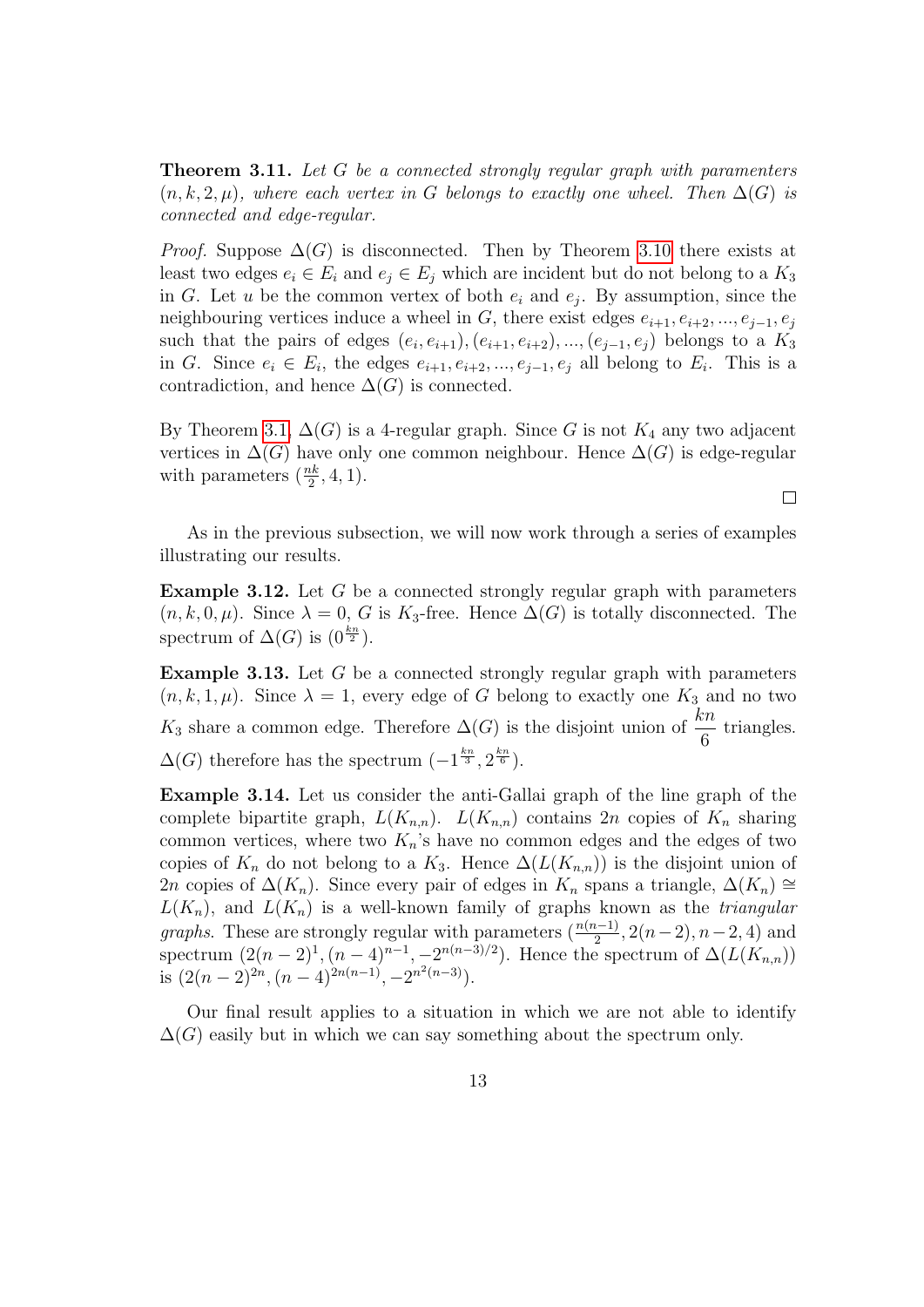**Theorem 3.11.** *Let $G$ be a connected strongly regular graph with paramenters $(n, k, 2, \mu)$, where each vertex in $G$ belongs to exactly one wheel. Then $\Delta(G)$ is connected and edge-regular.*

*Proof.* Suppose $\Delta(G)$ is disconnected. Then by Theorem 3.10 there exists at least two edges $e_i \in E_i$ and $e_j \in E_j$ which are incident but do not belong to a $K_3$ in $G$. Let $u$ be the common vertex of both $e_i$ and $e_j$. By assumption, since the neighbouring vertices induce a wheel in $G$, there exist edges $e_{i+1}, e_{i+2}, ..., e_{j-1}, e_j$ such that the pairs of edges $(e_i, e_{i+1}), (e_{i+1}, e_{i+2}), ..., (e_{j-1}, e_j)$ belongs to a $K_3$ in $G$. Since $e_i \in E_i$, the edges $e_{i+1}, e_{i+2}, ..., e_{j-1}, e_j$ all belong to $E_i$. This is a contradiction, and hence $\Delta(G)$ is connected.

By Theorem 3.1, $\Delta(G)$ is a 4-regular graph. Since $G$ is not $K_4$ any two adjacent vertices in $\Delta(G)$ have only one common neighbour. Hence $\Delta(G)$ is edge-regular with parameters $(\frac{nk}{2}, 4, 1)$. □

As in the previous subsection, we will now work through a series of examples illustrating our results.

**Example 3.12.** Let $G$ be a connected strongly regular graph with parameters $(n, k, 0, \mu)$. Since $\lambda = 0$, $G$ is $K_3$-free. Hence $\Delta(G)$ is totally disconnected. The spectrum of $\Delta(G)$ is $(0^{\frac{kn}{2}})$.

**Example 3.13.** Let $G$ be a connected strongly regular graph with parameters $(n, k, 1, \mu)$. Since $\lambda = 1$, every edge of $G$ belong to exactly one $K_3$ and no two $K_3$ share a common edge. Therefore $\Delta(G)$ is the disjoint union of $\dfrac{kn}{6}$ triangles. $\Delta(G)$ therefore has the spectrum $(-1^{\frac{kn}{3}}, 2^{\frac{kn}{6}})$.

**Example 3.14.** Let us consider the anti-Gallai graph of the line graph of the complete bipartite graph, $L(K_{n,n})$. $L(K_{n,n})$ contains $2n$ copies of $K_n$ sharing common vertices, where two $K_n$'s have no common edges and the edges of two copies of $K_n$ do not belong to a $K_3$. Hence $\Delta(L(K_{n,n}))$ is the disjoint union of $2n$ copies of $\Delta(K_n)$. Since every pair of edges in $K_n$ spans a triangle, $\Delta(K_n) \cong L(K_n)$, and $L(K_n)$ is a well-known family of graphs known as the *triangular graphs*. These are strongly regular with parameters $(\frac{n(n-1)}{2}, 2(n-2), n-2, 4)$ and spectrum $(2(n-2)^1, (n-4)^{n-1}, -2^{n(n-3)/2})$. Hence the spectrum of $\Delta(L(K_{n,n}))$ is $(2(n-2)^{2n}, (n-4)^{2n(n-1)}, -2^{n^2(n-3)})$.

Our final result applies to a situation in which we are not able to identify $\Delta(G)$ easily but in which we can say something about the spectrum only.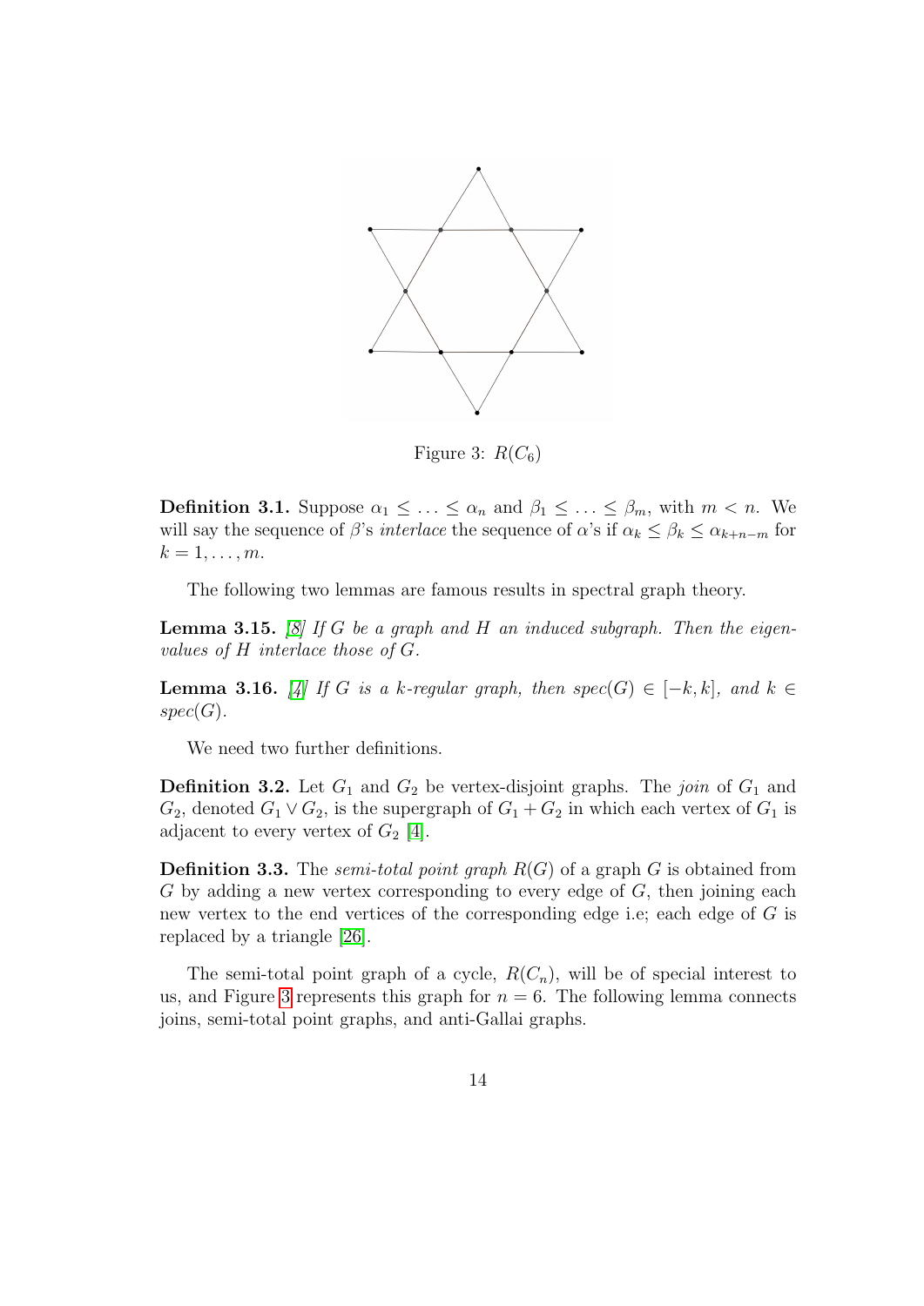Figure 3: $R(C_6)$

**Definition 3.1.** Suppose $\alpha_1 \leq \ldots \leq \alpha_n$ and $\beta_1 \leq \ldots \leq \beta_m$, with $m < n$. We will say the sequence of $\beta$'s *interlace* the sequence of $\alpha$'s if $\alpha_k \leq \beta_k \leq \alpha_{k+n-m}$ for $k = 1, \ldots, m$.

The following two lemmas are famous results in spectral graph theory.

**Lemma 3.15.** *[8] If $G$ be a graph and $H$ an induced subgraph. Then the eigenvalues of $H$ interlace those of $G$.*

**Lemma 3.16.** *[4] If $G$ is a $k$-regular graph, then $spec(G) \in [-k, k]$, and $k \in spec(G)$.*

We need two further definitions.

**Definition 3.2.** Let $G_1$ and $G_2$ be vertex-disjoint graphs. The *join* of $G_1$ and $G_2$, denoted $G_1 \vee G_2$, is the supergraph of $G_1 + G_2$ in which each vertex of $G_1$ is adjacent to every vertex of $G_2$ [4].

**Definition 3.3.** The *semi-total point graph* $R(G)$ of a graph $G$ is obtained from $G$ by adding a new vertex corresponding to every edge of $G$, then joining each new vertex to the end vertices of the corresponding edge i.e; each edge of $G$ is replaced by a triangle [26].

The semi-total point graph of a cycle, $R(C_n)$, will be of special interest to us, and Figure 3 represents this graph for $n = 6$. The following lemma connects joins, semi-total point graphs, and anti-Gallai graphs.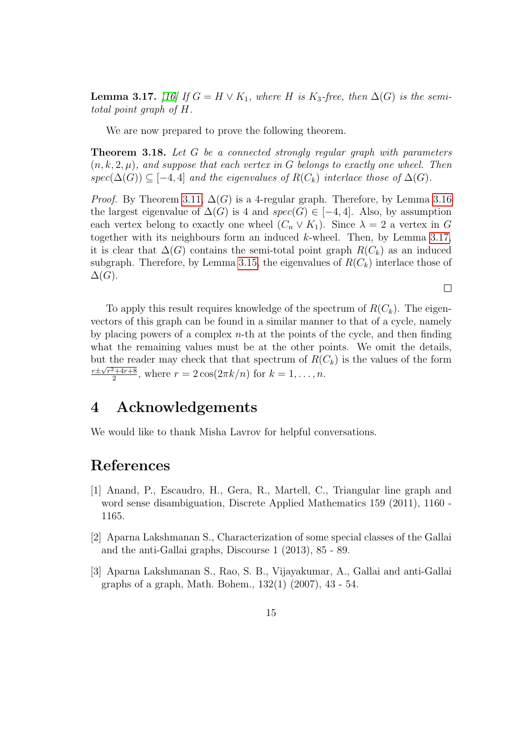**Lemma 3.17.** [16] *If $G = H \vee K_1$, where $H$ is $K_3$-free, then $\Delta(G)$ is the semi-total point graph of $H$.*

We are now prepared to prove the following theorem.

**Theorem 3.18.** *Let $G$ be a connected strongly regular graph with parameters $(n, k, 2, \mu)$, and suppose that each vertex in $G$ belongs to exactly one wheel. Then $spec(\Delta(G)) \subseteq [-4, 4]$ and the eigenvalues of $R(C_k)$ interlace those of $\Delta(G)$.*

*Proof.* By Theorem 3.11, $\Delta(G)$ is a 4-regular graph. Therefore, by Lemma 3.16 the largest eigenvalue of $\Delta(G)$ is 4 and $spec(G) \in [-4, 4]$. Also, by assumption each vertex belong to exactly one wheel $(C_n \vee K_1)$. Since $\lambda = 2$ a vertex in $G$ together with its neighbours form an induced $k$-wheel. Then, by Lemma 3.17, it is clear that $\Delta(G)$ contains the semi-total point graph $R(C_k)$ as an induced subgraph. Therefore, by Lemma 3.15, the eigenvalues of $R(C_k)$ interlace those of $\Delta(G)$. □

To apply this result requires knowledge of the spectrum of $R(C_k)$. The eigenvectors of this graph can be found in a similar manner to that of a cycle, namely by placing powers of a complex $n$-th at the points of the cycle, and then finding what the remaining values must be at the other points. We omit the details, but the reader may check that that spectrum of $R(C_k)$ is the values of the form $\frac{r \pm \sqrt{r^2+4r+8}}{2}$, where $r = 2\cos(2\pi k/n)$ for $k = 1, \ldots, n$.

# 4 Acknowledgements

We would like to thank Misha Lavrov for helpful conversations.

# References

[1] Anand, P., Escaudro, H., Gera, R., Martell, C., Triangular line graph and word sense disambiguation, Discrete Applied Mathematics 159 (2011), 1160 - 1165.

[2] Aparna Lakshmanan S., Characterization of some special classes of the Gallai and the anti-Gallai graphs, Discourse 1 (2013), 85 - 89.

[3] Aparna Lakshmanan S., Rao, S. B., Vijayakumar, A., Gallai and anti-Gallai graphs of a graph, Math. Bohem., 132(1) (2007), 43 - 54.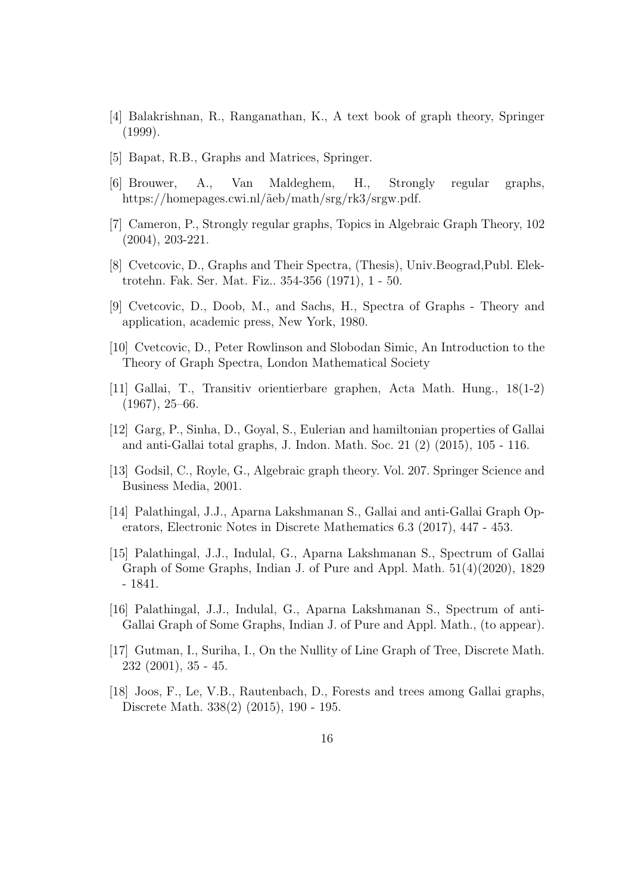[4] Balakrishnan, R., Ranganathan, K., A text book of graph theory, Springer (1999).

[5] Bapat, R.B., Graphs and Matrices, Springer.

[6] Brouwer, A., Van Maldeghem, H., Strongly regular graphs, https://homepages.cwi.nl/ãeb/math/srg/rk3/srgw.pdf.

[7] Cameron, P., Strongly regular graphs, Topics in Algebraic Graph Theory, 102 (2004), 203-221.

[8] Cvetcovic, D., Graphs and Their Spectra, (Thesis), Univ.Beograd,Publ. Elektrotehn. Fak. Ser. Mat. Fiz.. 354-356 (1971), 1 - 50.

[9] Cvetcovic, D., Doob, M., and Sachs, H., Spectra of Graphs - Theory and application, academic press, New York, 1980.

[10] Cvetcovic, D., Peter Rowlinson and Slobodan Simic, An Introduction to the Theory of Graph Spectra, London Mathematical Society

[11] Gallai, T., Transitiv orientierbare graphen, Acta Math. Hung., 18(1-2) (1967), 25–66.

[12] Garg, P., Sinha, D., Goyal, S., Eulerian and hamiltonian properties of Gallai and anti-Gallai total graphs, J. Indon. Math. Soc. 21 (2) (2015), 105 - 116.

[13] Godsil, C., Royle, G., Algebraic graph theory. Vol. 207. Springer Science and Business Media, 2001.

[14] Palathingal, J.J., Aparna Lakshmanan S., Gallai and anti-Gallai Graph Operators, Electronic Notes in Discrete Mathematics 6.3 (2017), 447 - 453.

[15] Palathingal, J.J., Indulal, G., Aparna Lakshmanan S., Spectrum of Gallai Graph of Some Graphs, Indian J. of Pure and Appl. Math. 51(4)(2020), 1829 - 1841.

[16] Palathingal, J.J., Indulal, G., Aparna Lakshmanan S., Spectrum of anti-Gallai Graph of Some Graphs, Indian J. of Pure and Appl. Math., (to appear).

[17] Gutman, I., Suriha, I., On the Nullity of Line Graph of Tree, Discrete Math. 232 (2001), 35 - 45.

[18] Joos, F., Le, V.B., Rautenbach, D., Forests and trees among Gallai graphs, Discrete Math. 338(2) (2015), 190 - 195.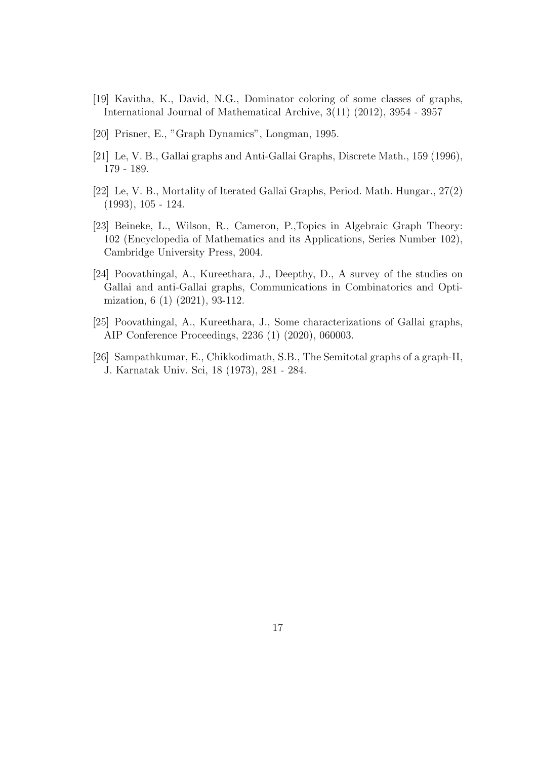[19] Kavitha, K., David, N.G., Dominator coloring of some classes of graphs, International Journal of Mathematical Archive, 3(11) (2012), 3954 - 3957

[20] Prisner, E., "Graph Dynamics", Longman, 1995.

[21] Le, V. B., Gallai graphs and Anti-Gallai Graphs, Discrete Math., 159 (1996), 179 - 189.

[22] Le, V. B., Mortality of Iterated Gallai Graphs, Period. Math. Hungar., 27(2) (1993), 105 - 124.

[23] Beineke, L., Wilson, R., Cameron, P.,Topics in Algebraic Graph Theory: 102 (Encyclopedia of Mathematics and its Applications, Series Number 102), Cambridge University Press, 2004.

[24] Poovathingal, A., Kureethara, J., Deepthy, D., A survey of the studies on Gallai and anti-Gallai graphs, Communications in Combinatorics and Optimization, 6 (1) (2021), 93-112.

[25] Poovathingal, A., Kureethara, J., Some characterizations of Gallai graphs, AIP Conference Proceedings, 2236 (1) (2020), 060003.

[26] Sampathkumar, E., Chikkodimath, S.B., The Semitotal graphs of a graph-II, J. Karnatak Univ. Sci, 18 (1973), 281 - 284.